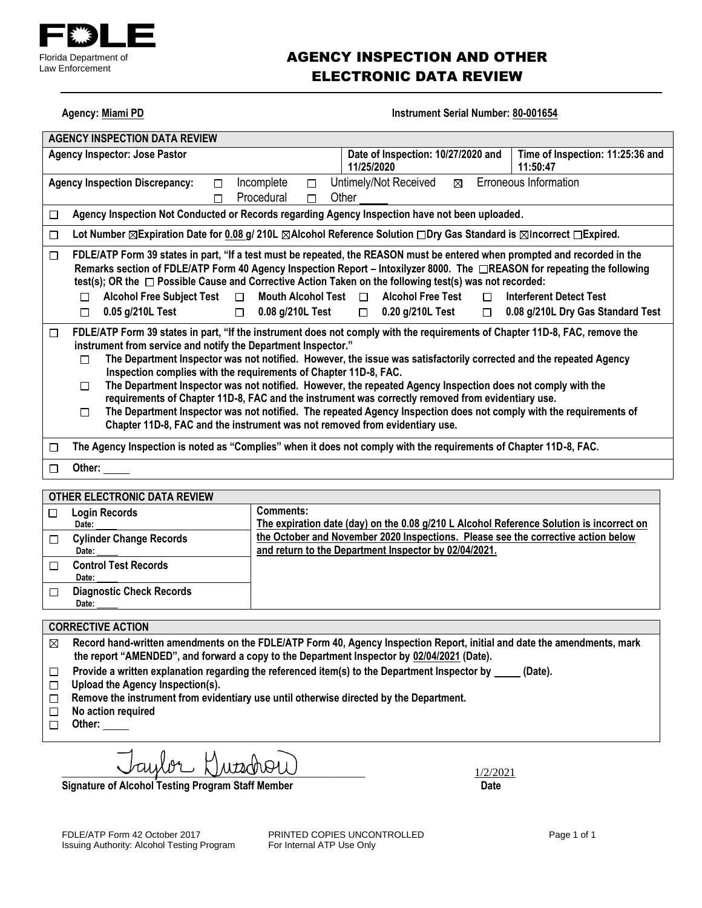FDLE

Florida Department of Law Enforcement

# AGENCY INSPECTION AND OTHER ELECTRONIC DATA REVIEW

**Agency:** Miami PD **Instrument Serial Number:** 80-001654

| **AGENCY INSPECTION DATA REVIEW** | | |
|---|---|---|
| **Agency Inspector: Jose Pastor** | **Date of Inspection: 10/27/2020 and 11/25/2020** | **Time of Inspection: 11:25:36 and 11:50:47** |

**Agency Inspection Discrepancy:** ☐ Incomplete ☐ Untimely/Not Received ☒ Erroneous Information ☐ Procedural ☐ Other ____

☐ Agency Inspection Not Conducted or Records regarding Agency Inspection have not been uploaded.

☐ Lot Number ☒Expiration Date for 0.08 g/ 210L ☒Alcohol Reference Solution ☐Dry Gas Standard is ☒Incorrect ☐Expired.

☐ FDLE/ATP Form 39 states in part, "If a test must be repeated, the REASON must be entered when prompted and recorded in the Remarks section of FDLE/ATP Form 40 Agency Inspection Report – Intoxilyzer 8000. The ☐REASON for repeating the following test(s); OR the ☐ Possible Cause and Corrective Action Taken on the following test(s) was not recorded:

- ☐ Alcohol Free Subject Test ☐ Mouth Alcohol Test ☐ Alcohol Free Test ☐ Interferent Detect Test
- ☐ 0.05 g/210L Test ☐ 0.08 g/210L Test ☐ 0.20 g/210L Test ☐ 0.08 g/210L Dry Gas Standard Test

☐ FDLE/ATP Form 39 states in part, "If the instrument does not comply with the requirements of Chapter 11D-8, FAC, remove the instrument from service and notify the Department Inspector."

- ☐ The Department Inspector was not notified. However, the issue was satisfactorily corrected and the repeated Agency Inspection complies with the requirements of Chapter 11D-8, FAC.
- ☐ The Department Inspector was not notified. However, the repeated Agency Inspection does not comply with the requirements of Chapter 11D-8, FAC and the instrument was correctly removed from evidentiary use.
- ☐ The Department Inspector was not notified. The repeated Agency Inspection does not comply with the requirements of Chapter 11D-8, FAC and the instrument was not removed from evidentiary use.

☐ The Agency Inspection is noted as "Complies" when it does not comply with the requirements of Chapter 11D-8, FAC.

☐ Other: ____

| **OTHER ELECTRONIC DATA REVIEW** | |
|---|---|
| ☐ **Login Records** Date: ____ | **Comments:** The expiration date (day) on the 0.08 g/210 L Alcohol Reference Solution is incorrect on the October and November 2020 Inspections. Please see the corrective action below and return to the Department Inspector by 02/04/2021. |
| ☐ **Cylinder Change Records** Date: ____ | |
| ☐ **Control Test Records** Date: ____ | |
| ☐ **Diagnostic Check Records** Date: ____ | |

**CORRECTIVE ACTION**

- ☒ Record hand-written amendments on the FDLE/ATP Form 40, Agency Inspection Report, initial and date the amendments, mark the report "AMENDED", and forward a copy to the Department Inspector by 02/04/2021 (Date).
- ☐ Provide a written explanation regarding the referenced item(s) to the Department Inspector by ____ (Date).
- ☐ Upload the Agency Inspection(s).
- ☐ Remove the instrument from evidentiary use until otherwise directed by the Department.
- ☐ No action required
- ☐ Other: ____

Taylor Gustrow 1/2/2021

**Signature of Alcohol Testing Program Staff Member** **Date**

FDLE/ATP Form 42 October 2017 PRINTED COPIES UNCONTROLLED
Issuing Authority: Alcohol Testing Program For Internal ATP Use Only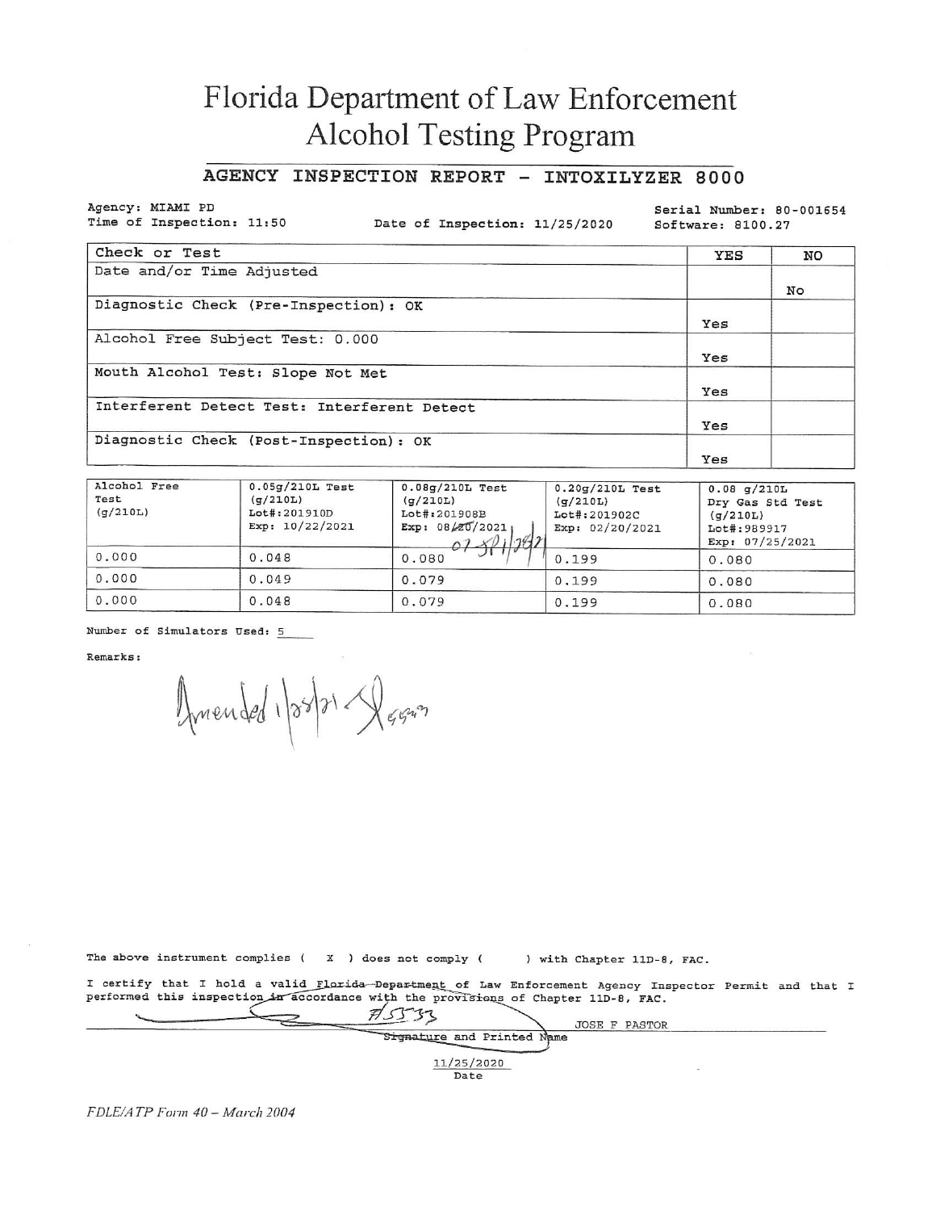# Florida Department of Law Enforcement
# Alcohol Testing Program

## AGENCY INSPECTION REPORT - INTOXILYZER 8000

Agency: MIAMI PD
Time of Inspection: 11:50
Date of Inspection: 11/25/2020
Serial Number: 80-001654
Software: 8100.27

| Check or Test | YES | NO |
|---|---|---|
| Date and/or Time Adjusted | | No |
| Diagnostic Check (Pre-Inspection): OK | Yes | |
| Alcohol Free Subject Test: 0.000 | Yes | |
| Mouth Alcohol Test: Slope Not Met | Yes | |
| Interferent Detect Test: Interferent Detect | Yes | |
| Diagnostic Check (Post-Inspection): OK | Yes | |

| Alcohol Free Test (g/210L) | 0.05g/210L Test (g/210L) Lot#:201910D Exp: 10/22/2021 | 0.08g/210L Test (g/210L) Lot#:201908B Exp: 08/20/2021 07/31/2021 | 0.20g/210L Test (g/210L) Lot#:201902C Exp: 02/20/2021 | 0.08 g/210L Dry Gas Std Test (g/210L) Lot#:989917 Exp: 07/25/2021 |
|---|---|---|---|---|
| 0.000 | 0.048 | 0.080 | 0.199 | 0.080 |
| 0.000 | 0.049 | 0.079 | 0.199 | 0.080 |
| 0.000 | 0.048 | 0.079 | 0.199 | 0.080 |

Number of Simulators Used: 5

Remarks:

Amended 1/28/21 [initials] 5533

The above instrument complies ( X ) does not comply ( ) with Chapter 11D-8, FAC.

I certify that I hold a valid Florida Department of Law Enforcement Agency Inspector Permit and that I performed this inspection in accordance with the provisions of Chapter 11D-8, FAC.

[Signature] #5533 JOSE F PASTOR

Signature and Printed Name

11/25/2020

Date

*FDLE/ATP Form 40 – March 2004*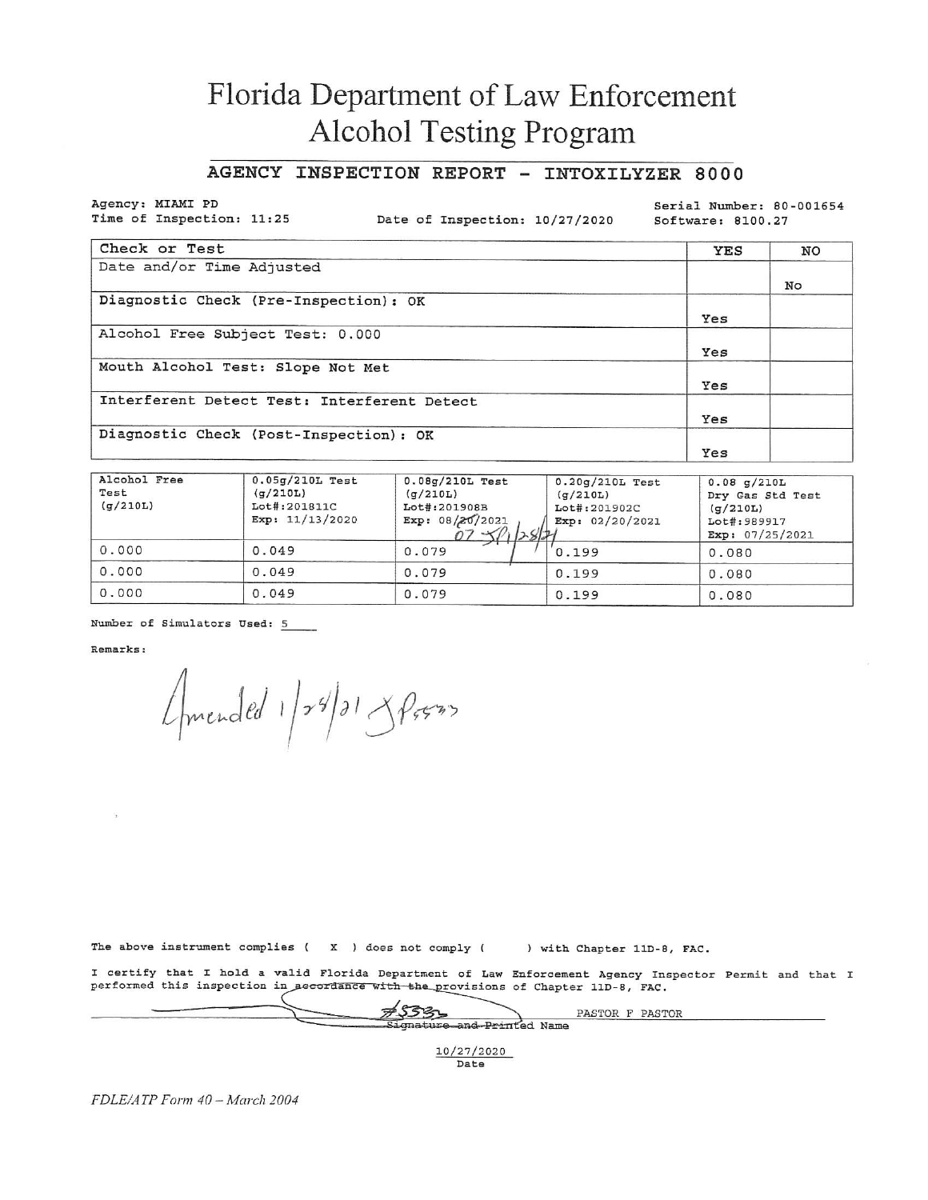# Florida Department of Law Enforcement
# Alcohol Testing Program

## AGENCY INSPECTION REPORT - INTOXILYZER 8000

Agency: MIAMI PD
Time of Inspection: 11:25 Date of Inspection: 10/27/2020

Serial Number: 80-001654
Software: 8100.27

| Check or Test | YES | NO |
|---|---|---|
| Date and/or Time Adjusted | | No |
| Diagnostic Check (Pre-Inspection): OK | Yes | |
| Alcohol Free Subject Test: 0.000 | Yes | |
| Mouth Alcohol Test: Slope Not Met | Yes | |
| Interferent Detect Test: Interferent Detect | Yes | |
| Diagnostic Check (Post-Inspection): OK | Yes | |

| Alcohol Free Test (g/210L) | 0.05g/210L Test (g/210L) Lot#:201811C Exp: 11/13/2020 | 0.08g/210L Test (g/210L) Lot#:201908B Exp: 08/~~20~~/2021 07 JP 1/28/21 | 0.20g/210L Test (g/210L) Lot#:201902C Exp: 02/20/2021 | 0.08 g/210L Dry Gas Std Test (g/210L) Lot#:989917 Exp: 07/25/2021 |
|---|---|---|---|---|
| 0.000 | 0.049 | 0.079 | 0.199 | 0.080 |
| 0.000 | 0.049 | 0.079 | 0.199 | 0.080 |
| 0.000 | 0.049 | 0.079 | 0.199 | 0.080 |

Number of Simulators Used: 5

Remarks:

Amended 1/28/21 JP5533

The above instrument complies ( X ) does not comply ( ) with Chapter 11D-8, FAC.

I certify that I hold a valid Florida Department of Law Enforcement Agency Inspector Permit and that I performed this inspection in accordance with the provisions of Chapter 11D-8, FAC.

#5533 PASTOR F PASTOR
Signature and Printed Name

10/27/2020
Date

*FDLE/ATP Form 40 – March 2004*